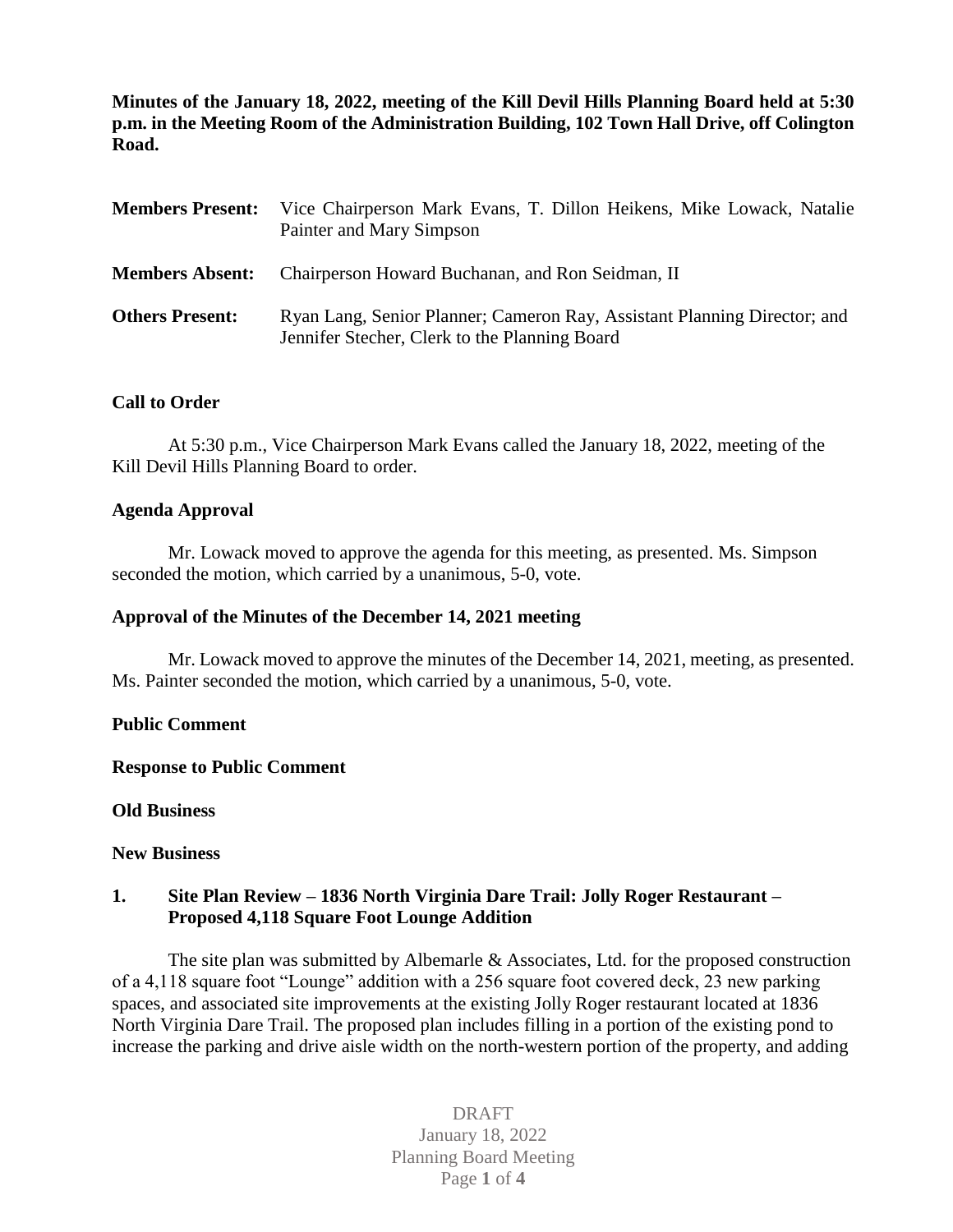**Minutes of the January 18, 2022, meeting of the Kill Devil Hills Planning Board held at 5:30 p.m. in the Meeting Room of the Administration Building, 102 Town Hall Drive, off Colington Road.**

| | |
|---|---|
| **Members Present:** | Vice Chairperson Mark Evans, T. Dillon Heikens, Mike Lowack, Natalie Painter and Mary Simpson |
| **Members Absent:** | Chairperson Howard Buchanan, and Ron Seidman, II |
| **Others Present:** | Ryan Lang, Senior Planner; Cameron Ray, Assistant Planning Director; and Jennifer Stecher, Clerk to the Planning Board |

**Call to Order**

At 5:30 p.m., Vice Chairperson Mark Evans called the January 18, 2022, meeting of the Kill Devil Hills Planning Board to order.

**Agenda Approval**

Mr. Lowack moved to approve the agenda for this meeting, as presented. Ms. Simpson seconded the motion, which carried by a unanimous, 5-0, vote.

**Approval of the Minutes of the December 14, 2021 meeting**

Mr. Lowack moved to approve the minutes of the December 14, 2021, meeting, as presented. Ms. Painter seconded the motion, which carried by a unanimous, 5-0, vote.

**Public Comment**

**Response to Public Comment**

**Old Business**

**New Business**

**1. Site Plan Review – 1836 North Virginia Dare Trail: Jolly Roger Restaurant – Proposed 4,118 Square Foot Lounge Addition**

The site plan was submitted by Albemarle & Associates, Ltd. for the proposed construction of a 4,118 square foot "Lounge" addition with a 256 square foot covered deck, 23 new parking spaces, and associated site improvements at the existing Jolly Roger restaurant located at 1836 North Virginia Dare Trail. The proposed plan includes filling in a portion of the existing pond to increase the parking and drive aisle width on the north-western portion of the property, and adding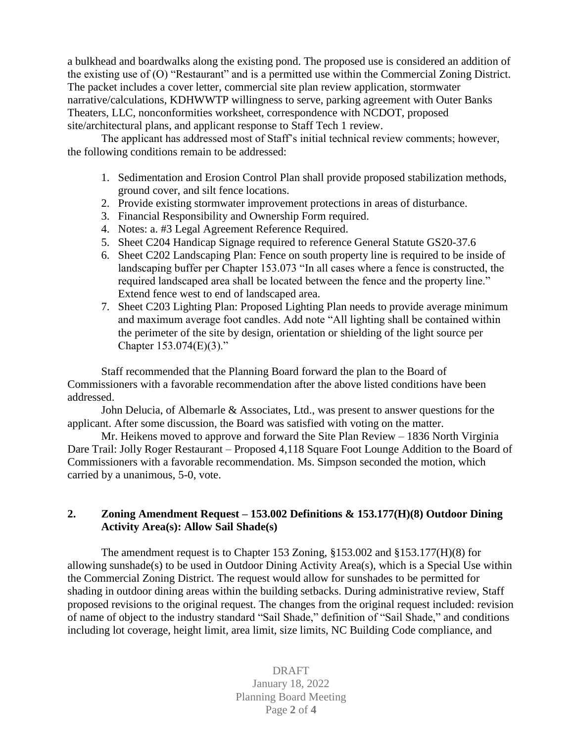a bulkhead and boardwalks along the existing pond. The proposed use is considered an addition of the existing use of (O) "Restaurant" and is a permitted use within the Commercial Zoning District. The packet includes a cover letter, commercial site plan review application, stormwater narrative/calculations, KDHWWTP willingness to serve, parking agreement with Outer Banks Theaters, LLC, nonconformities worksheet, correspondence with NCDOT, proposed site/architectural plans, and applicant response to Staff Tech 1 review.

The applicant has addressed most of Staff's initial technical review comments; however, the following conditions remain to be addressed:

1. Sedimentation and Erosion Control Plan shall provide proposed stabilization methods, ground cover, and silt fence locations.
2. Provide existing stormwater improvement protections in areas of disturbance.
3. Financial Responsibility and Ownership Form required.
4. Notes: a. #3 Legal Agreement Reference Required.
5. Sheet C204 Handicap Signage required to reference General Statute GS20-37.6
6. Sheet C202 Landscaping Plan: Fence on south property line is required to be inside of landscaping buffer per Chapter 153.073 "In all cases where a fence is constructed, the required landscaped area shall be located between the fence and the property line." Extend fence west to end of landscaped area.
7. Sheet C203 Lighting Plan: Proposed Lighting Plan needs to provide average minimum and maximum average foot candles. Add note "All lighting shall be contained within the perimeter of the site by design, orientation or shielding of the light source per Chapter 153.074(E)(3)."

Staff recommended that the Planning Board forward the plan to the Board of Commissioners with a favorable recommendation after the above listed conditions have been addressed.

John Delucia, of Albemarle & Associates, Ltd., was present to answer questions for the applicant. After some discussion, the Board was satisfied with voting on the matter.

Mr. Heikens moved to approve and forward the Site Plan Review – 1836 North Virginia Dare Trail: Jolly Roger Restaurant – Proposed 4,118 Square Foot Lounge Addition to the Board of Commissioners with a favorable recommendation. Ms. Simpson seconded the motion, which carried by a unanimous, 5-0, vote.

## 2. Zoning Amendment Request – 153.002 Definitions & 153.177(H)(8) Outdoor Dining Activity Area(s): Allow Sail Shade(s)

The amendment request is to Chapter 153 Zoning, §153.002 and §153.177(H)(8) for allowing sunshade(s) to be used in Outdoor Dining Activity Area(s), which is a Special Use within the Commercial Zoning District. The request would allow for sunshades to be permitted for shading in outdoor dining areas within the building setbacks. During administrative review, Staff proposed revisions to the original request. The changes from the original request included: revision of name of object to the industry standard "Sail Shade," definition of "Sail Shade," and conditions including lot coverage, height limit, area limit, size limits, NC Building Code compliance, and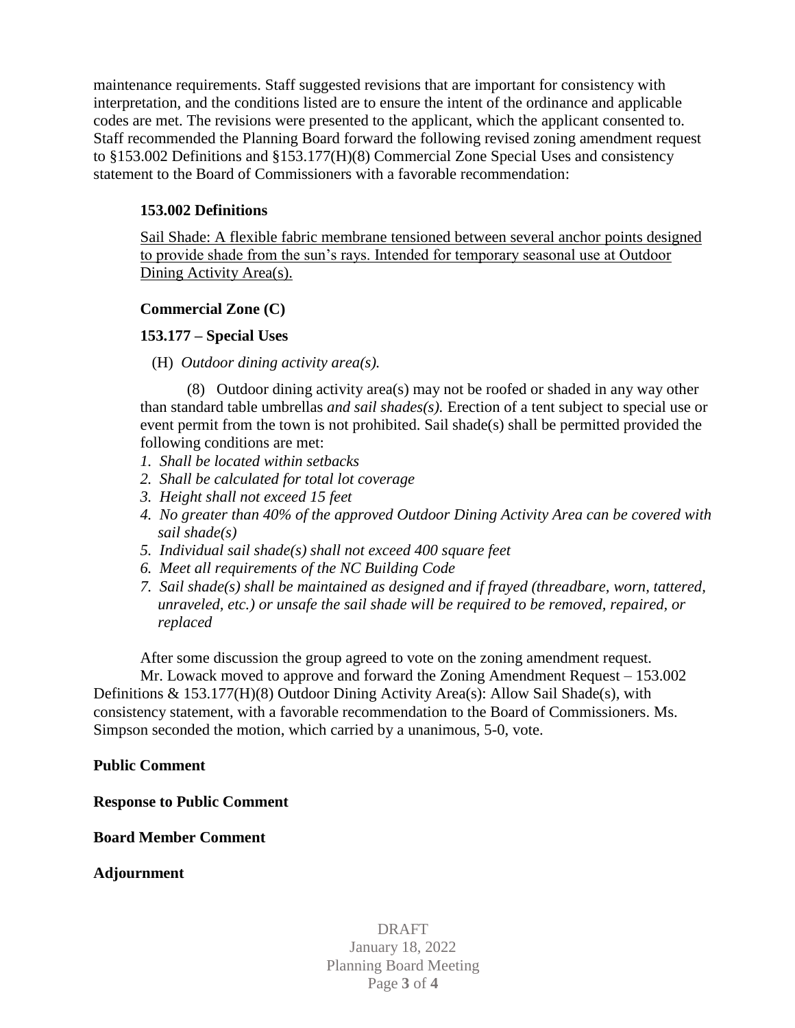maintenance requirements. Staff suggested revisions that are important for consistency with interpretation, and the conditions listed are to ensure the intent of the ordinance and applicable codes are met. The revisions were presented to the applicant, which the applicant consented to. Staff recommended the Planning Board forward the following revised zoning amendment request to §153.002 Definitions and §153.177(H)(8) Commercial Zone Special Uses and consistency statement to the Board of Commissioners with a favorable recommendation:

**153.002 Definitions**

<u>Sail Shade: A flexible fabric membrane tensioned between several anchor points designed to provide shade from the sun's rays. Intended for temporary seasonal use at Outdoor Dining Activity Area(s).</u>

**Commercial Zone (C)**

**153.177 – Special Uses**

(H) *Outdoor dining activity area(s).*

(8) Outdoor dining activity area(s) may not be roofed or shaded in any way other than standard table umbrellas *and sail shades(s).* Erection of a tent subject to special use or event permit from the town is not prohibited. Sail shade(s) shall be permitted provided the following conditions are met:

1. *Shall be located within setbacks*
2. *Shall be calculated for total lot coverage*
3. *Height shall not exceed 15 feet*
4. *No greater than 40% of the approved Outdoor Dining Activity Area can be covered with sail shade(s)*
5. *Individual sail shade(s) shall not exceed 400 square feet*
6. *Meet all requirements of the NC Building Code*
7. *Sail shade(s) shall be maintained as designed and if frayed (threadbare, worn, tattered, unraveled, etc.) or unsafe the sail shade will be required to be removed, repaired, or replaced*

After some discussion the group agreed to vote on the zoning amendment request.

Mr. Lowack moved to approve and forward the Zoning Amendment Request – 153.002 Definitions & 153.177(H)(8) Outdoor Dining Activity Area(s): Allow Sail Shade(s), with consistency statement, with a favorable recommendation to the Board of Commissioners. Ms. Simpson seconded the motion, which carried by a unanimous, 5-0, vote.

**Public Comment**

**Response to Public Comment**

**Board Member Comment**

**Adjournment**

DRAFT
January 18, 2022
Planning Board Meeting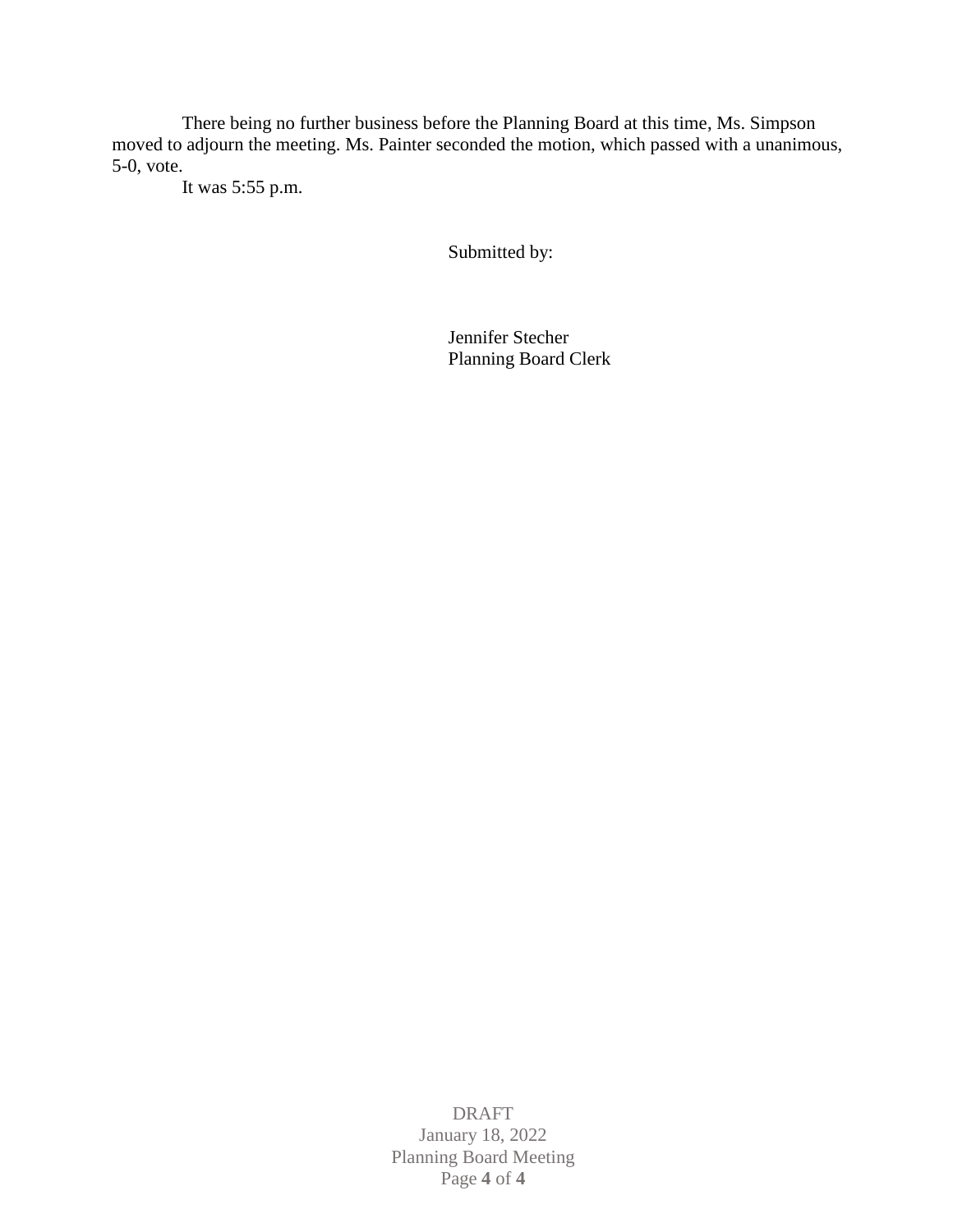There being no further business before the Planning Board at this time, Ms. Simpson moved to adjourn the meeting. Ms. Painter seconded the motion, which passed with a unanimous, 5-0, vote.

It was 5:55 p.m.

Submitted by:

Jennifer Stecher
Planning Board Clerk